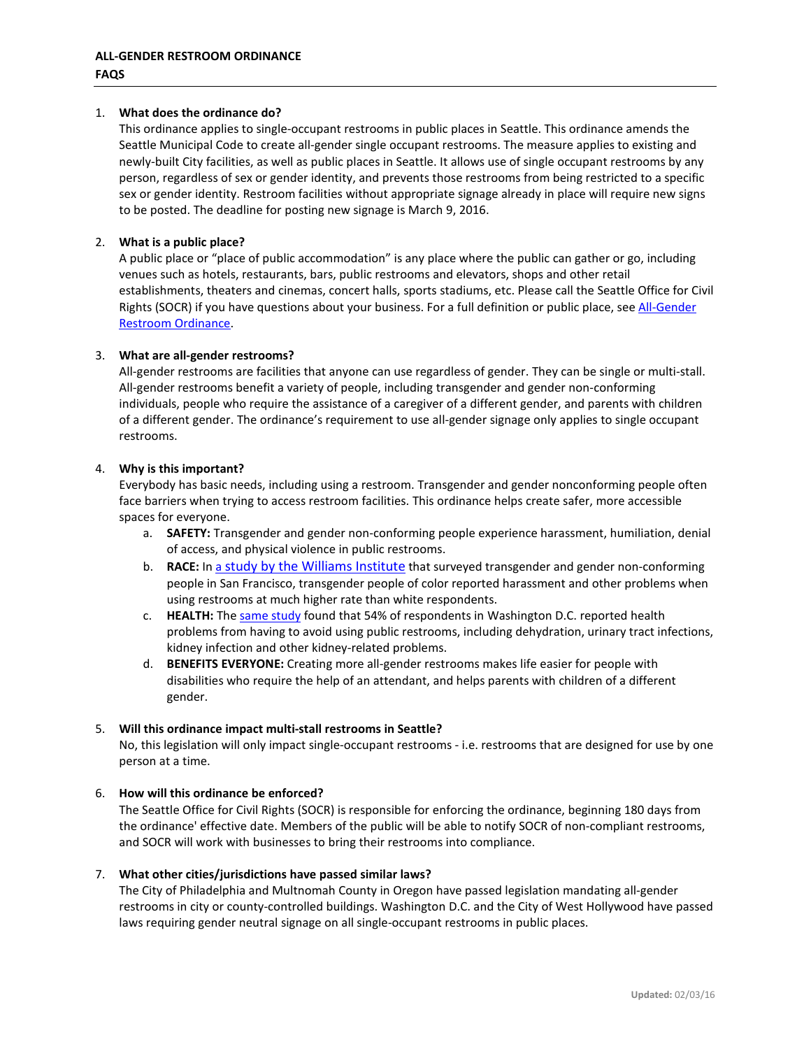## ALL-GENDER RESTROOM ORDINANCE

## FAQS

1. **What does the ordinance do?**
   This ordinance applies to single-occupant restrooms in public places in Seattle. This ordinance amends the Seattle Municipal Code to create all-gender single occupant restrooms. The measure applies to existing and newly-built City facilities, as well as public places in Seattle. It allows use of single occupant restrooms by any person, regardless of sex or gender identity, and prevents those restrooms from being restricted to a specific sex or gender identity. Restroom facilities without appropriate signage already in place will require new signs to be posted. The deadline for posting new signage is March 9, 2016.

2. **What is a public place?**
   A public place or "place of public accommodation" is any place where the public can gather or go, including venues such as hotels, restaurants, bars, public restrooms and elevators, shops and other retail establishments, theaters and cinemas, concert halls, sports stadiums, etc. Please call the Seattle Office for Civil Rights (SOCR) if you have questions about your business. For a full definition or public place, see [All-Gender Restroom Ordinance](#).

3. **What are all-gender restrooms?**
   All-gender restrooms are facilities that anyone can use regardless of gender. They can be single or multi-stall. All-gender restrooms benefit a variety of people, including transgender and gender non-conforming individuals, people who require the assistance of a caregiver of a different gender, and parents with children of a different gender. The ordinance's requirement to use all-gender signage only applies to single occupant restrooms.

4. **Why is this important?**
   Everybody has basic needs, including using a restroom. Transgender and gender nonconforming people often face barriers when trying to access restroom facilities. This ordinance helps create safer, more accessible spaces for everyone.
   a. **SAFETY:** Transgender and gender non-conforming people experience harassment, humiliation, denial of access, and physical violence in public restrooms.
   b. **RACE:** In [a study by the Williams Institute](#) that surveyed transgender and gender non-conforming people in San Francisco, transgender people of color reported harassment and other problems when using restrooms at much higher rate than white respondents.
   c. **HEALTH:** The [same study](#) found that 54% of respondents in Washington D.C. reported health problems from having to avoid using public restrooms, including dehydration, urinary tract infections, kidney infection and other kidney-related problems.
   d. **BENEFITS EVERYONE:** Creating more all-gender restrooms makes life easier for people with disabilities who require the help of an attendant, and helps parents with children of a different gender.

5. **Will this ordinance impact multi-stall restrooms in Seattle?**
   No, this legislation will only impact single-occupant restrooms - i.e. restrooms that are designed for use by one person at a time.

6. **How will this ordinance be enforced?**
   The Seattle Office for Civil Rights (SOCR) is responsible for enforcing the ordinance, beginning 180 days from the ordinance' effective date. Members of the public will be able to notify SOCR of non-compliant restrooms, and SOCR will work with businesses to bring their restrooms into compliance.

7. **What other cities/jurisdictions have passed similar laws?**
   The City of Philadelphia and Multnomah County in Oregon have passed legislation mandating all-gender restrooms in city or county-controlled buildings. Washington D.C. and the City of West Hollywood have passed laws requiring gender neutral signage on all single-occupant restrooms in public places.

**Updated:** 02/03/16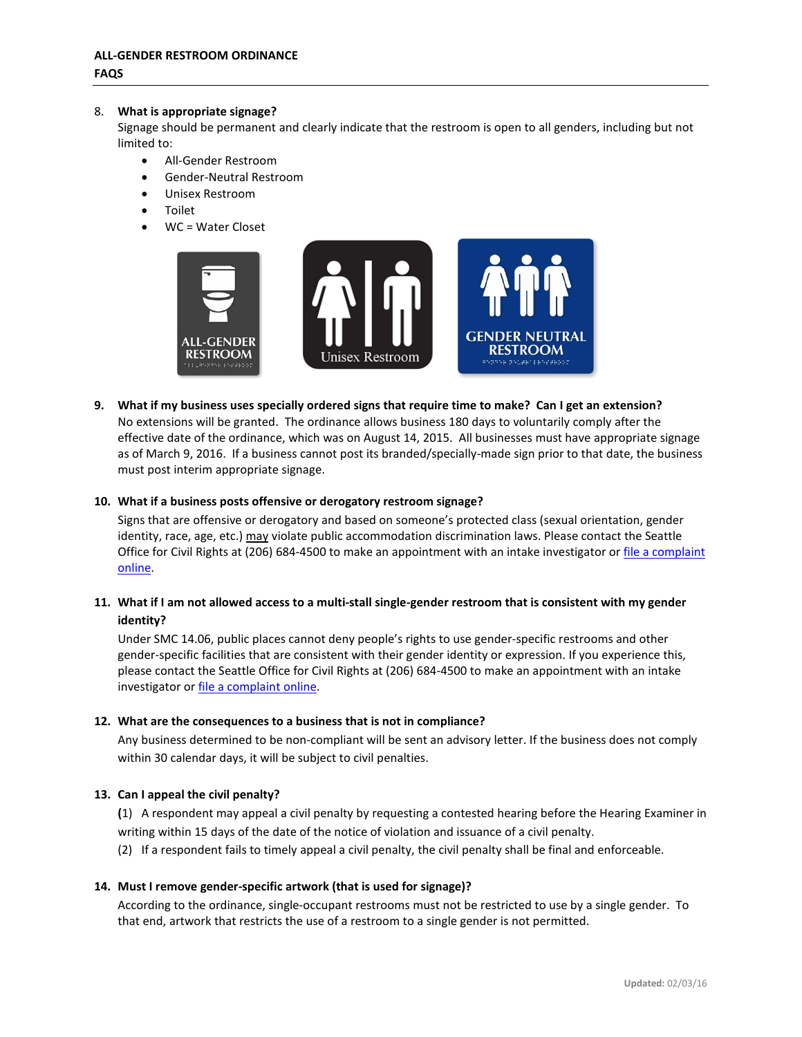8. **What is appropriate signage?**
   Signage should be permanent and clearly indicate that the restroom is open to all genders, including but not limited to:
   - All-Gender Restroom
   - Gender-Neutral Restroom
   - Unisex Restroom
   - Toilet
   - WC = Water Closet

9. **What if my business uses specially ordered signs that require time to make? Can I get an extension?**
   No extensions will be granted. The ordinance allows business 180 days to voluntarily comply after the effective date of the ordinance, which was on August 14, 2015. All businesses must have appropriate signage as of March 9, 2016. If a business cannot post its branded/specially-made sign prior to that date, the business must post interim appropriate signage.

10. **What if a business posts offensive or derogatory restroom signage?**
    Signs that are offensive or derogatory and based on someone's protected class (sexual orientation, gender identity, race, age, etc.) may violate public accommodation discrimination laws. Please contact the Seattle Office for Civil Rights at (206) 684-4500 to make an appointment with an intake investigator or file a complaint online.

11. **What if I am not allowed access to a multi-stall single-gender restroom that is consistent with my gender identity?**
    Under SMC 14.06, public places cannot deny people's rights to use gender-specific restrooms and other gender-specific facilities that are consistent with their gender identity or expression. If you experience this, please contact the Seattle Office for Civil Rights at (206) 684-4500 to make an appointment with an intake investigator or file a complaint online.

12. **What are the consequences to a business that is not in compliance?**
    Any business determined to be non-compliant will be sent an advisory letter. If the business does not comply within 30 calendar days, it will be subject to civil penalties.

13. **Can I appeal the civil penalty?**
    (1) A respondent may appeal a civil penalty by requesting a contested hearing before the Hearing Examiner in writing within 15 days of the date of the notice of violation and issuance of a civil penalty.
    (2) If a respondent fails to timely appeal a civil penalty, the civil penalty shall be final and enforceable.

14. **Must I remove gender-specific artwork (that is used for signage)?**
    According to the ordinance, single-occupant restrooms must not be restricted to use by a single gender. To that end, artwork that restricts the use of a restroom to a single gender is not permitted.

**Updated:** 02/03/16